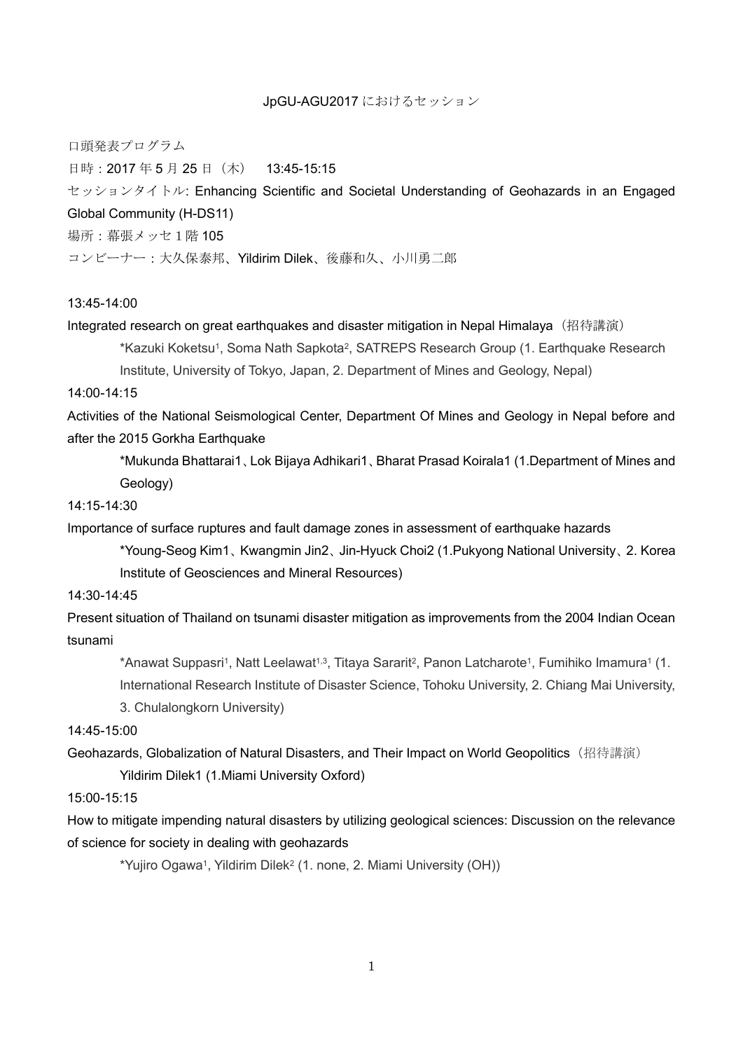JpGU-AGU2017 におけるセッション

口頭発表プログラム

日時：2017 年 5 月 25 日（木）　13:45-15:15

セッションタイトル: Enhancing Scientific and Societal Understanding of Geohazards in an Engaged Global Community (H-DS11)

場所：幕張メッセ 1 階 105

コンビーナー：大久保泰邦、Yildirim Dilek、後藤和久、小川勇二郎

13:45-14:00

Integrated research on great earthquakes and disaster mitigation in Nepal Himalaya（招待講演）

*Kazuki Koketsu[1], Soma Nath Sapkota[2], SATREPS Research Group (1. Earthquake Research Institute, University of Tokyo, Japan, 2. Department of Mines and Geology, Nepal)

14:00-14:15

Activities of the National Seismological Center, Department Of Mines and Geology in Nepal before and after the 2015 Gorkha Earthquake

*Mukunda Bhattarai1、Lok Bijaya Adhikari1、Bharat Prasad Koirala1 (1.Department of Mines and Geology)

14:15-14:30

Importance of surface ruptures and fault damage zones in assessment of earthquake hazards

*Young-Seog Kim1、Kwangmin Jin2、Jin-Hyuck Choi2 (1.Pukyong National University、2. Korea Institute of Geosciences and Mineral Resources)

14:30-14:45

Present situation of Thailand on tsunami disaster mitigation as improvements from the 2004 Indian Ocean tsunami

*Anawat Suppasri[1], Natt Leelawat[1,3], Titaya Sararit[2], Panon Latcharote[1], Fumihiko Imamura[1] (1. International Research Institute of Disaster Science, Tohoku University, 2. Chiang Mai University, 3. Chulalongkorn University)

14:45-15:00

Geohazards, Globalization of Natural Disasters, and Their Impact on World Geopolitics（招待講演）

Yildirim Dilek1 (1.Miami University Oxford)

15:00-15:15

How to mitigate impending natural disasters by utilizing geological sciences: Discussion on the relevance of science for society in dealing with geohazards

*Yujiro Ogawa[1], Yildirim Dilek[2] (1. none, 2. Miami University (OH))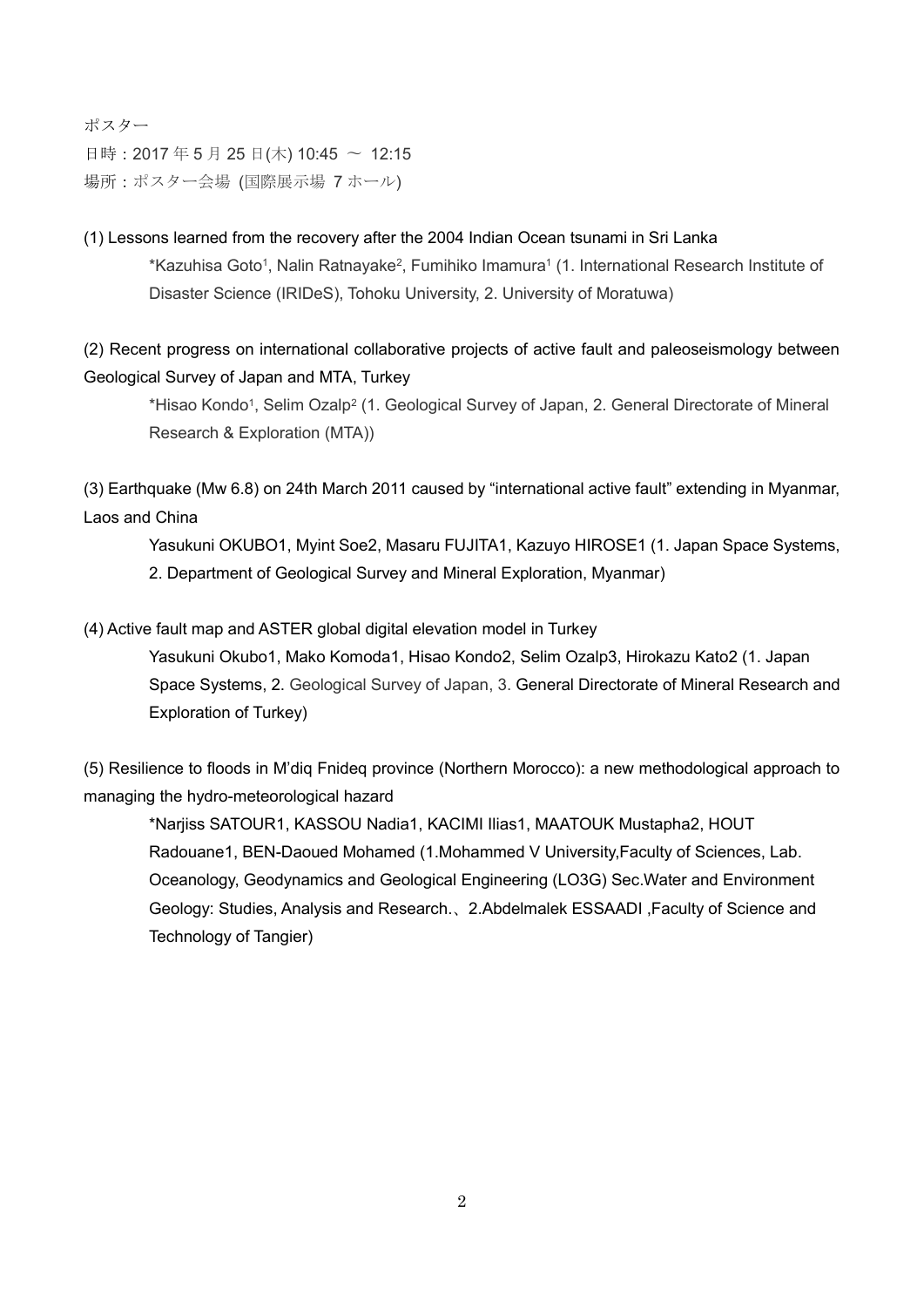ポスター

日時：2017 年 5 月 25 日(木) 10:45 ～ 12:15

場所：ポスター会場 (国際展示場 7 ホール)

(1) Lessons learned from the recovery after the 2004 Indian Ocean tsunami in Sri Lanka

*Kazuhisa Goto[1], Nalin Ratnayake[2], Fumihiko Imamura[1] (1. International Research Institute of Disaster Science (IRIDeS), Tohoku University, 2. University of Moratuwa)

(2) Recent progress on international collaborative projects of active fault and paleoseismology between Geological Survey of Japan and MTA, Turkey

*Hisao Kondo[1], Selim Ozalp[2] (1. Geological Survey of Japan, 2. General Directorate of Mineral Research & Exploration (MTA))

(3) Earthquake (Mw 6.8) on 24th March 2011 caused by "international active fault" extending in Myanmar, Laos and China

Yasukuni OKUBO1, Myint Soe2, Masaru FUJITA1, Kazuyo HIROSE1 (1. Japan Space Systems, 2. Department of Geological Survey and Mineral Exploration, Myanmar)

(4) Active fault map and ASTER global digital elevation model in Turkey

Yasukuni Okubo1, Mako Komoda1, Hisao Kondo2, Selim Ozalp3, Hirokazu Kato2 (1. Japan Space Systems, 2. Geological Survey of Japan, 3. General Directorate of Mineral Research and Exploration of Turkey)

(5) Resilience to floods in M'diq Fnideq province (Northern Morocco): a new methodological approach to managing the hydro-meteorological hazard

*Narjiss SATOUR1, KASSOU Nadia1, KACIMI Ilias1, MAATOUK Mustapha2, HOUT Radouane1, BEN-Daoued Mohamed (1.Mohammed V University,Faculty of Sciences, Lab. Oceanology, Geodynamics and Geological Engineering (LO3G) Sec.Water and Environment Geology: Studies, Analysis and Research.、2.Abdelmalek ESSAADI ,Faculty of Science and Technology of Tangier)